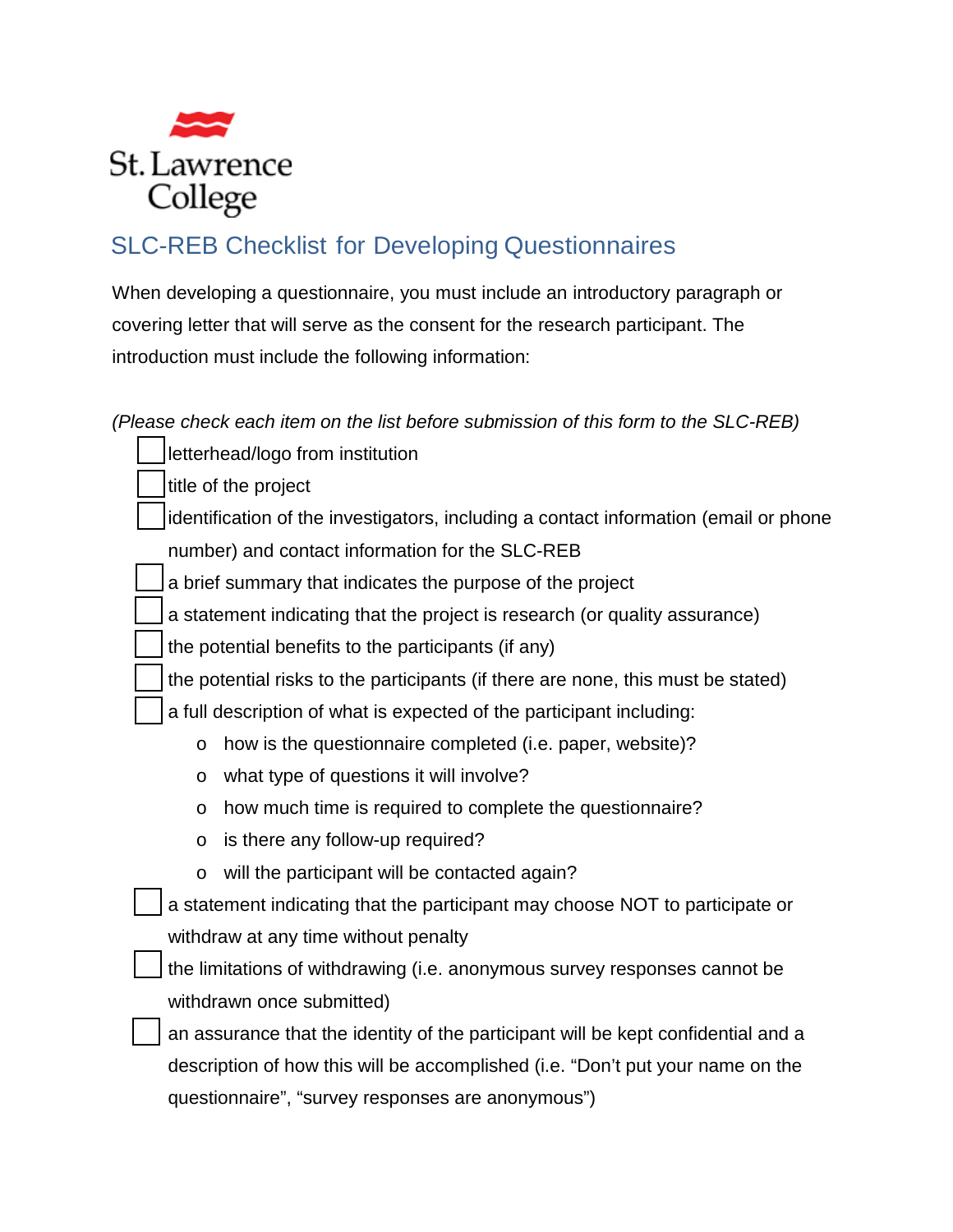St. Lawrence College

# SLC-REB Checklist for Developing Questionnaires

When developing a questionnaire, you must include an introductory paragraph or covering letter that will serve as the consent for the research participant. The introduction must include the following information:

*(Please check each item on the list before submission of this form to the SLC-REB)*

- [ ] letterhead/logo from institution
- [ ] title of the project
- [ ] identification of the investigators, including a contact information (email or phone number) and contact information for the SLC-REB
- [ ] a brief summary that indicates the purpose of the project
- [ ] a statement indicating that the project is research (or quality assurance)
- [ ] the potential benefits to the participants (if any)
- [ ] the potential risks to the participants (if there are none, this must be stated)
- [ ] a full description of what is expected of the participant including:
  - how is the questionnaire completed (i.e. paper, website)?
  - what type of questions it will involve?
  - how much time is required to complete the questionnaire?
  - is there any follow-up required?
  - will the participant will be contacted again?
- [ ] a statement indicating that the participant may choose NOT to participate or withdraw at any time without penalty
- [ ] the limitations of withdrawing (i.e. anonymous survey responses cannot be withdrawn once submitted)
- [ ] an assurance that the identity of the participant will be kept confidential and a description of how this will be accomplished (i.e. “Don’t put your name on the questionnaire”, “survey responses are anonymous”)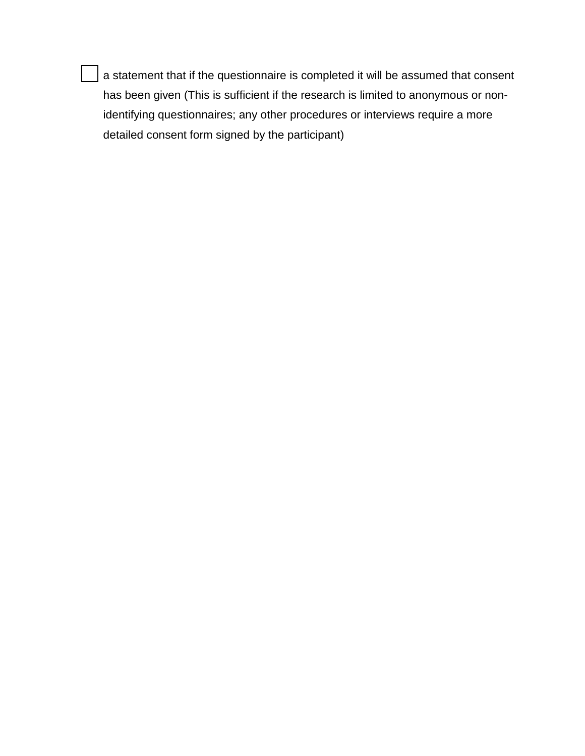- [ ] a statement that if the questionnaire is completed it will be assumed that consent has been given (This is sufficient if the research is limited to anonymous or non-identifying questionnaires; any other procedures or interviews require a more detailed consent form signed by the participant)